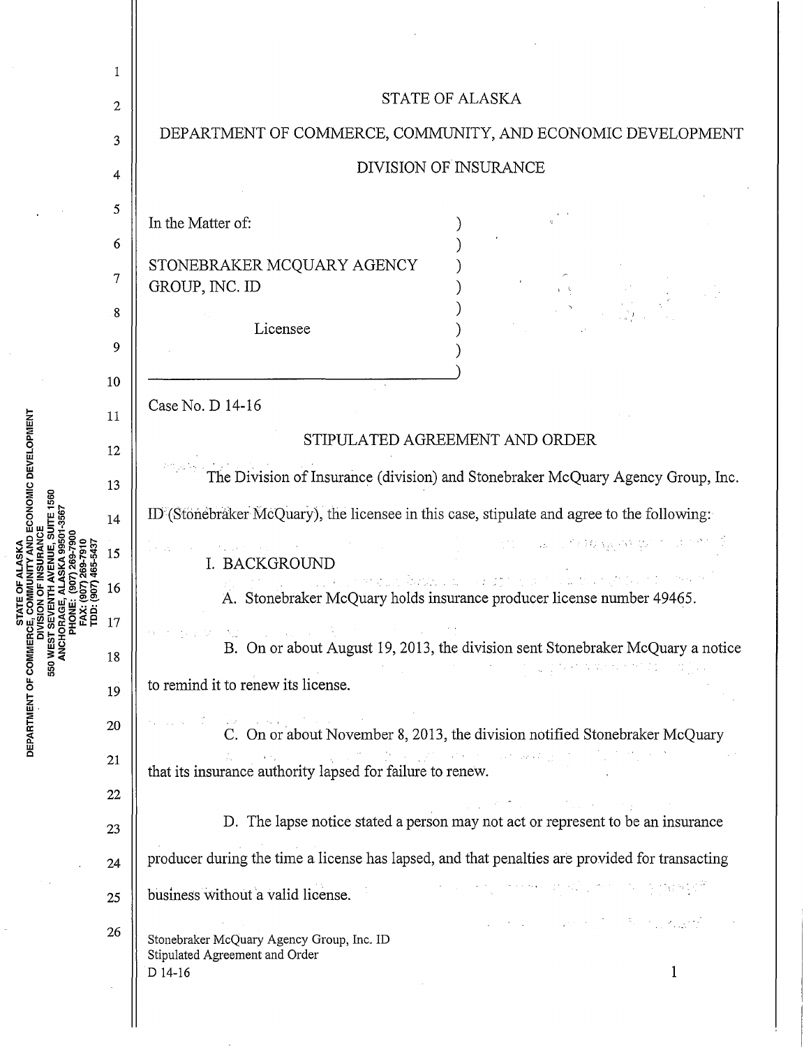STATE OF ALASKA

DEPARTMENT OF COMMERCE, COMMUNITY, AND ECONOMIC DEVELOPMENT

DIVISION OF INSURANCE

In the Matter of:

STONEBRAKER MCQUARY AGENCY GROUP, INC. ID

Licensee

Case No. D 14-16

## STIPULATED AGREEMENT AND ORDER

The Division of Insurance (division) and Stonebraker McQuary Agency Group, Inc. ID (Stonebraker McQuary), the licensee in this case, stipulate and agree to the following:

I. BACKGROUND

A. Stonebraker McQuary holds insurance producer license number 49465.

B. On or about August 19, 2013, the division sent Stonebraker McQuary a notice to remind it to renew its license.

C. On or about November 8, 2013, the division notified Stonebraker McQuary that its insurance authority lapsed for failure to renew.

D. The lapse notice stated a person may not act or represent to be an insurance producer during the time a license has lapsed, and that penalties are provided for transacting business without a valid license.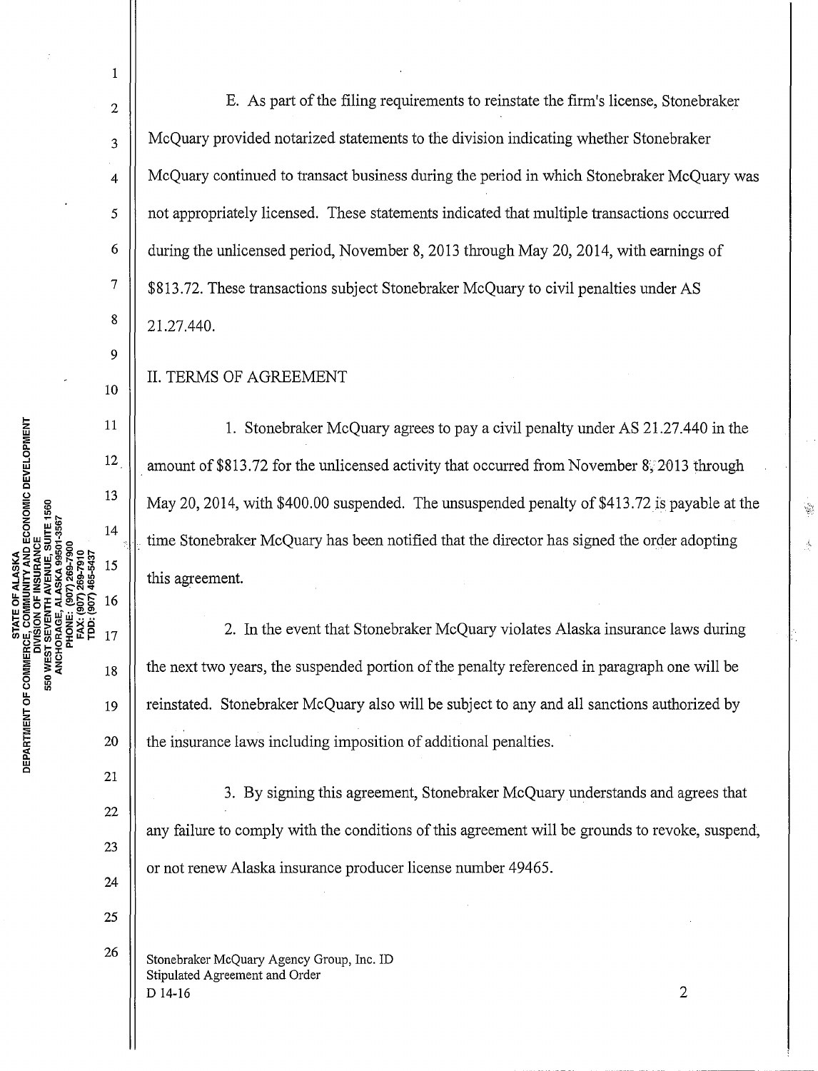E. As part of the filing requirements to reinstate the firm's license, Stonebraker McQuary provided notarized statements to the division indicating whether Stonebraker McQuary continued to transact business during the period in which Stonebraker McQuary was not appropriately licensed. These statements indicated that multiple transactions occurred during the unlicensed period, November 8, 2013 through May 20, 2014, with earnings of $813.72. These transactions subject Stonebraker McQuary to civil penalties under AS 21.27.440.

## II. TERMS OF AGREEMENT

1. Stonebraker McQuary agrees to pay a civil penalty under AS 21.27.440 in the amount of $813.72 for the unlicensed activity that occurred from November 8, 2013 through May 20, 2014, with $400.00 suspended. The unsuspended penalty of $413.72 is payable at the time Stonebraker McQuary has been notified that the director has signed the order adopting this agreement.

2. In the event that Stonebraker McQuary violates Alaska insurance laws during the next two years, the suspended portion of the penalty referenced in paragraph one will be reinstated. Stonebraker McQuary also will be subject to any and all sanctions authorized by the insurance laws including imposition of additional penalties.

3. By signing this agreement, Stonebraker McQuary understands and agrees that any failure to comply with the conditions of this agreement will be grounds to revoke, suspend, or not renew Alaska insurance producer license number 49465.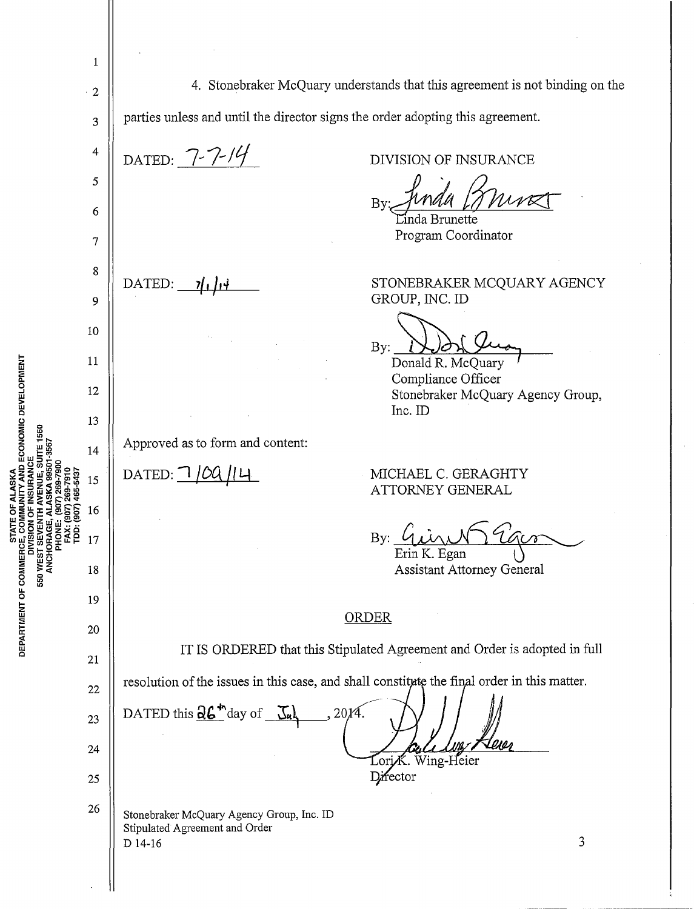4. Stonebraker McQuary understands that this agreement is not binding on the parties unless and until the director signs the order adopting this agreement.

DATED: 7-7-14

DIVISION OF INSURANCE

By: Linda Brunette
Linda Brunette
Program Coordinator

DATED: 7/1/14

STONEBRAKER MCQUARY AGENCY GROUP, INC. ID

By: Donald R. McQuary
Donald R. McQuary
Compliance Officer
Stonebraker McQuary Agency Group, Inc. ID

Approved as to form and content:

DATED: 7/09/14

MICHAEL C. GERAGHTY
ATTORNEY GENERAL

By: Erin K. Egan
Erin K. Egan
Assistant Attorney General

## ORDER

IT IS ORDERED that this Stipulated Agreement and Order is adopted in full resolution of the issues in this case, and shall constitute the final order in this matter.

DATED this 26th day of Jul, 2014.

Lori K. Wing-Heier
Lori K. Wing-Heier
Director

Stonebraker McQuary Agency Group, Inc. ID
Stipulated Agreement and Order
D 14-16